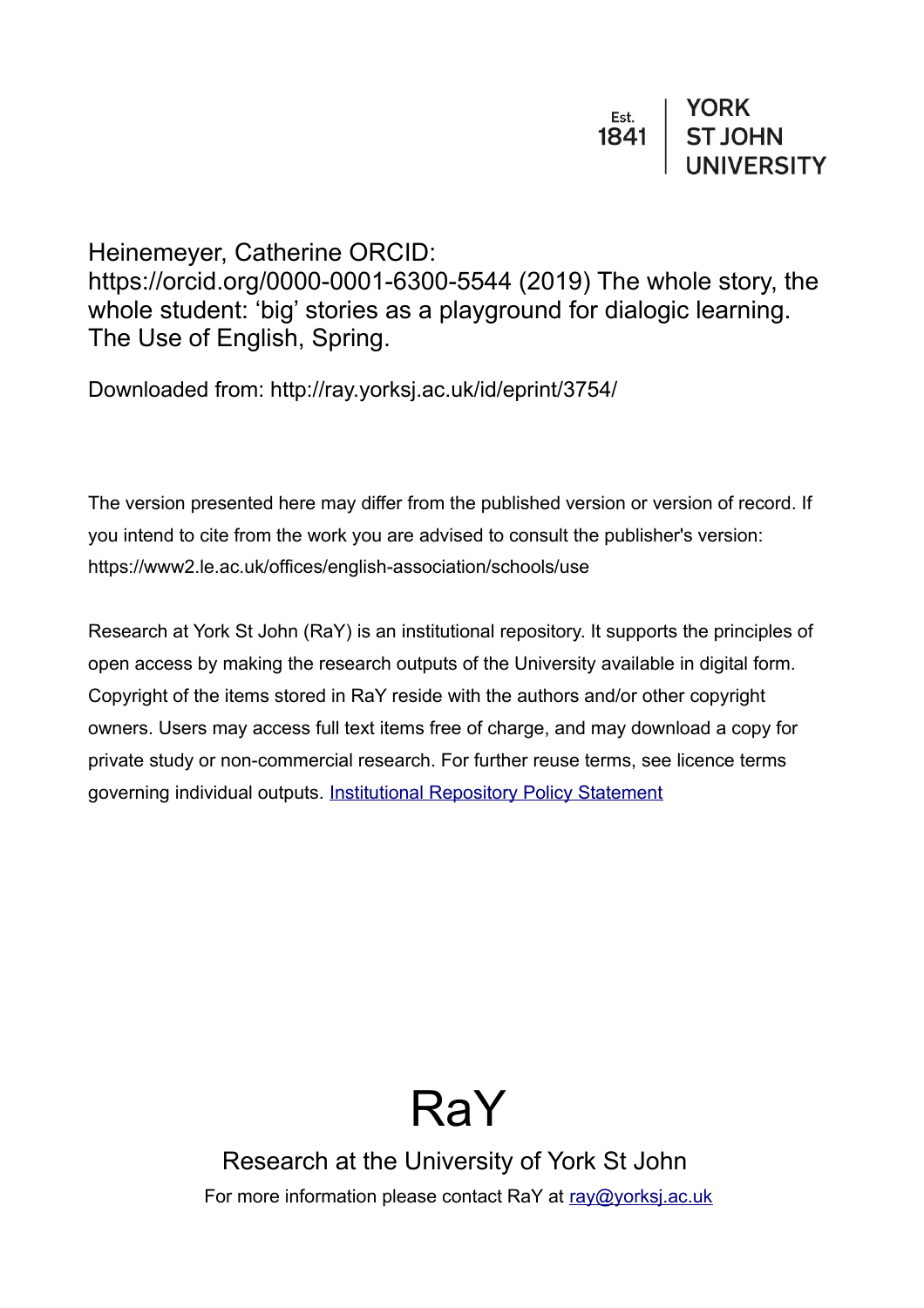Est. 1841 | YORK ST JOHN UNIVERSITY

Heinemeyer, Catherine ORCID: https://orcid.org/0000-0001-6300-5544 (2019) The whole story, the whole student: 'big' stories as a playground for dialogic learning. The Use of English, Spring.

Downloaded from: http://ray.yorksj.ac.uk/id/eprint/3754/

The version presented here may differ from the published version or version of record. If you intend to cite from the work you are advised to consult the publisher's version: https://www2.le.ac.uk/offices/english-association/schools/use

Research at York St John (RaY) is an institutional repository. It supports the principles of open access by making the research outputs of the University available in digital form. Copyright of the items stored in RaY reside with the authors and/or other copyright owners. Users may access full text items free of charge, and may download a copy for private study or non-commercial research. For further reuse terms, see licence terms governing individual outputs. [Institutional Repository Policy Statement](Institutional Repository Policy Statement)

# RaY

Research at the University of York St John

For more information please contact RaY at [ray@yorksj.ac.uk](mailto:ray@yorksj.ac.uk)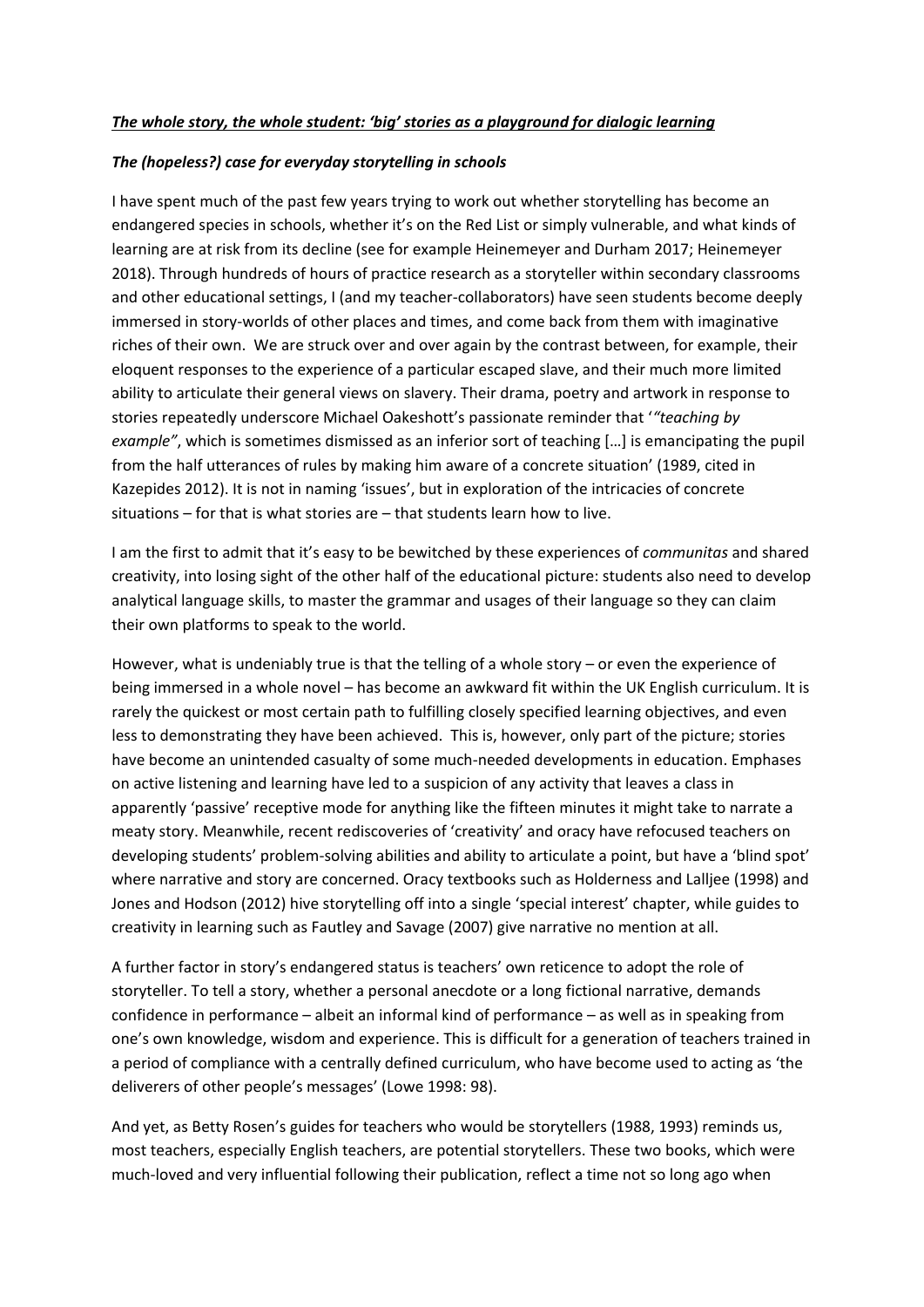***The whole story, the whole student: 'big' stories as a playground for dialogic learning***

***The (hopeless?) case for everyday storytelling in schools***

I have spent much of the past few years trying to work out whether storytelling has become an endangered species in schools, whether it's on the Red List or simply vulnerable, and what kinds of learning are at risk from its decline (see for example Heinemeyer and Durham 2017; Heinemeyer 2018). Through hundreds of hours of practice research as a storyteller within secondary classrooms and other educational settings, I (and my teacher-collaborators) have seen students become deeply immersed in story-worlds of other places and times, and come back from them with imaginative riches of their own. We are struck over and over again by the contrast between, for example, their eloquent responses to the experience of a particular escaped slave, and their much more limited ability to articulate their general views on slavery. Their drama, poetry and artwork in response to stories repeatedly underscore Michael Oakeshott's passionate reminder that '*"teaching by example"*, which is sometimes dismissed as an inferior sort of teaching […] is emancipating the pupil from the half utterances of rules by making him aware of a concrete situation' (1989, cited in Kazepides 2012). It is not in naming 'issues', but in exploration of the intricacies of concrete situations – for that is what stories are – that students learn how to live.

I am the first to admit that it's easy to be bewitched by these experiences of *communitas* and shared creativity, into losing sight of the other half of the educational picture: students also need to develop analytical language skills, to master the grammar and usages of their language so they can claim their own platforms to speak to the world.

However, what is undeniably true is that the telling of a whole story – or even the experience of being immersed in a whole novel – has become an awkward fit within the UK English curriculum. It is rarely the quickest or most certain path to fulfilling closely specified learning objectives, and even less to demonstrating they have been achieved. This is, however, only part of the picture; stories have become an unintended casualty of some much-needed developments in education. Emphases on active listening and learning have led to a suspicion of any activity that leaves a class in apparently 'passive' receptive mode for anything like the fifteen minutes it might take to narrate a meaty story. Meanwhile, recent rediscoveries of 'creativity' and oracy have refocused teachers on developing students' problem-solving abilities and ability to articulate a point, but have a 'blind spot' where narrative and story are concerned. Oracy textbooks such as Holderness and Lalljee (1998) and Jones and Hodson (2012) hive storytelling off into a single 'special interest' chapter, while guides to creativity in learning such as Fautley and Savage (2007) give narrative no mention at all.

A further factor in story's endangered status is teachers' own reticence to adopt the role of storyteller. To tell a story, whether a personal anecdote or a long fictional narrative, demands confidence in performance – albeit an informal kind of performance – as well as in speaking from one's own knowledge, wisdom and experience. This is difficult for a generation of teachers trained in a period of compliance with a centrally defined curriculum, who have become used to acting as 'the deliverers of other people's messages' (Lowe 1998: 98).

And yet, as Betty Rosen's guides for teachers who would be storytellers (1988, 1993) reminds us, most teachers, especially English teachers, are potential storytellers. These two books, which were much-loved and very influential following their publication, reflect a time not so long ago when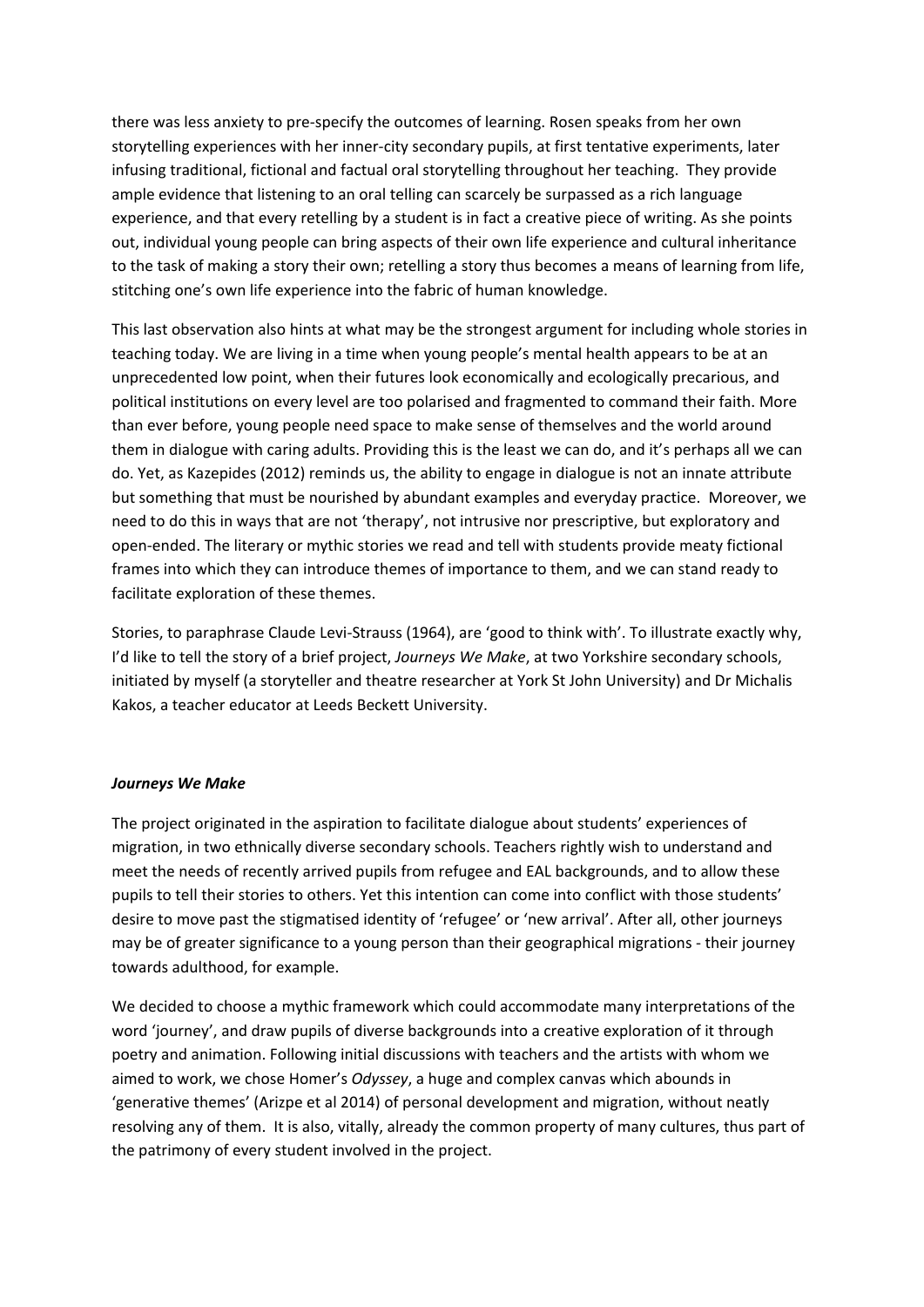there was less anxiety to pre-specify the outcomes of learning. Rosen speaks from her own storytelling experiences with her inner-city secondary pupils, at first tentative experiments, later infusing traditional, fictional and factual oral storytelling throughout her teaching. They provide ample evidence that listening to an oral telling can scarcely be surpassed as a rich language experience, and that every retelling by a student is in fact a creative piece of writing. As she points out, individual young people can bring aspects of their own life experience and cultural inheritance to the task of making a story their own; retelling a story thus becomes a means of learning from life, stitching one's own life experience into the fabric of human knowledge.

This last observation also hints at what may be the strongest argument for including whole stories in teaching today. We are living in a time when young people's mental health appears to be at an unprecedented low point, when their futures look economically and ecologically precarious, and political institutions on every level are too polarised and fragmented to command their faith. More than ever before, young people need space to make sense of themselves and the world around them in dialogue with caring adults. Providing this is the least we can do, and it's perhaps all we can do. Yet, as Kazepides (2012) reminds us, the ability to engage in dialogue is not an innate attribute but something that must be nourished by abundant examples and everyday practice. Moreover, we need to do this in ways that are not 'therapy', not intrusive nor prescriptive, but exploratory and open-ended. The literary or mythic stories we read and tell with students provide meaty fictional frames into which they can introduce themes of importance to them, and we can stand ready to facilitate exploration of these themes.

Stories, to paraphrase Claude Levi-Strauss (1964), are 'good to think with'. To illustrate exactly why, I'd like to tell the story of a brief project, *Journeys We Make*, at two Yorkshire secondary schools, initiated by myself (a storyteller and theatre researcher at York St John University) and Dr Michalis Kakos, a teacher educator at Leeds Beckett University.

### ***Journeys We Make***

The project originated in the aspiration to facilitate dialogue about students' experiences of migration, in two ethnically diverse secondary schools. Teachers rightly wish to understand and meet the needs of recently arrived pupils from refugee and EAL backgrounds, and to allow these pupils to tell their stories to others. Yet this intention can come into conflict with those students' desire to move past the stigmatised identity of 'refugee' or 'new arrival'. After all, other journeys may be of greater significance to a young person than their geographical migrations - their journey towards adulthood, for example.

We decided to choose a mythic framework which could accommodate many interpretations of the word 'journey', and draw pupils of diverse backgrounds into a creative exploration of it through poetry and animation. Following initial discussions with teachers and the artists with whom we aimed to work, we chose Homer's *Odyssey*, a huge and complex canvas which abounds in 'generative themes' (Arizpe et al 2014) of personal development and migration, without neatly resolving any of them. It is also, vitally, already the common property of many cultures, thus part of the patrimony of every student involved in the project.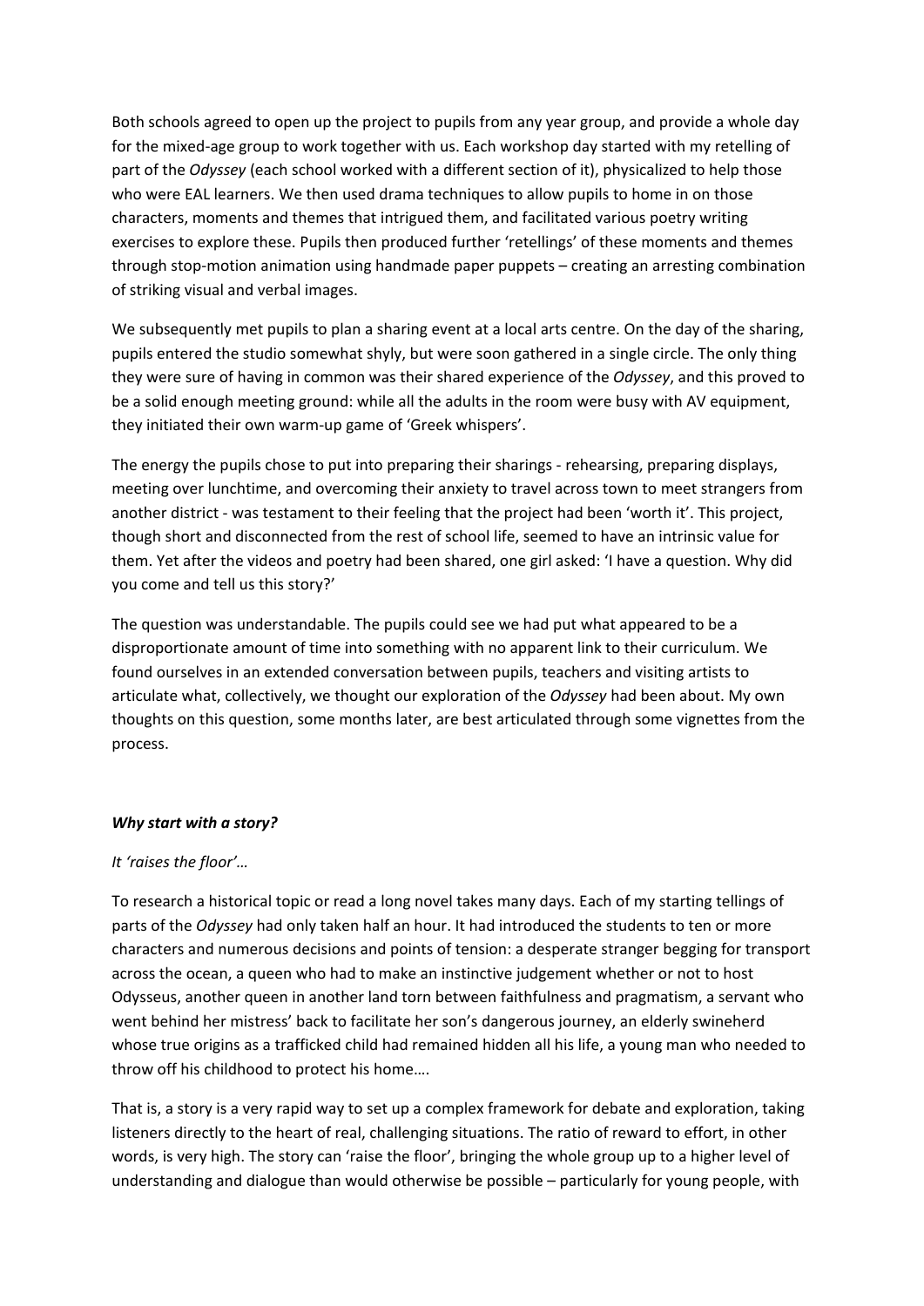Both schools agreed to open up the project to pupils from any year group, and provide a whole day for the mixed-age group to work together with us. Each workshop day started with my retelling of part of the *Odyssey* (each school worked with a different section of it), physicalized to help those who were EAL learners. We then used drama techniques to allow pupils to home in on those characters, moments and themes that intrigued them, and facilitated various poetry writing exercises to explore these. Pupils then produced further 'retellings' of these moments and themes through stop-motion animation using handmade paper puppets – creating an arresting combination of striking visual and verbal images.

We subsequently met pupils to plan a sharing event at a local arts centre. On the day of the sharing, pupils entered the studio somewhat shyly, but were soon gathered in a single circle. The only thing they were sure of having in common was their shared experience of the *Odyssey*, and this proved to be a solid enough meeting ground: while all the adults in the room were busy with AV equipment, they initiated their own warm-up game of 'Greek whispers'.

The energy the pupils chose to put into preparing their sharings - rehearsing, preparing displays, meeting over lunchtime, and overcoming their anxiety to travel across town to meet strangers from another district - was testament to their feeling that the project had been 'worth it'. This project, though short and disconnected from the rest of school life, seemed to have an intrinsic value for them. Yet after the videos and poetry had been shared, one girl asked: 'I have a question. Why did you come and tell us this story?'

The question was understandable. The pupils could see we had put what appeared to be a disproportionate amount of time into something with no apparent link to their curriculum. We found ourselves in an extended conversation between pupils, teachers and visiting artists to articulate what, collectively, we thought our exploration of the *Odyssey* had been about. My own thoughts on this question, some months later, are best articulated through some vignettes from the process.

***Why start with a story?***

*It 'raises the floor'…*

To research a historical topic or read a long novel takes many days. Each of my starting tellings of parts of the *Odyssey* had only taken half an hour. It had introduced the students to ten or more characters and numerous decisions and points of tension: a desperate stranger begging for transport across the ocean, a queen who had to make an instinctive judgement whether or not to host Odysseus, another queen in another land torn between faithfulness and pragmatism, a servant who went behind her mistress' back to facilitate her son's dangerous journey, an elderly swineherd whose true origins as a trafficked child had remained hidden all his life, a young man who needed to throw off his childhood to protect his home….

That is, a story is a very rapid way to set up a complex framework for debate and exploration, taking listeners directly to the heart of real, challenging situations. The ratio of reward to effort, in other words, is very high. The story can 'raise the floor', bringing the whole group up to a higher level of understanding and dialogue than would otherwise be possible – particularly for young people, with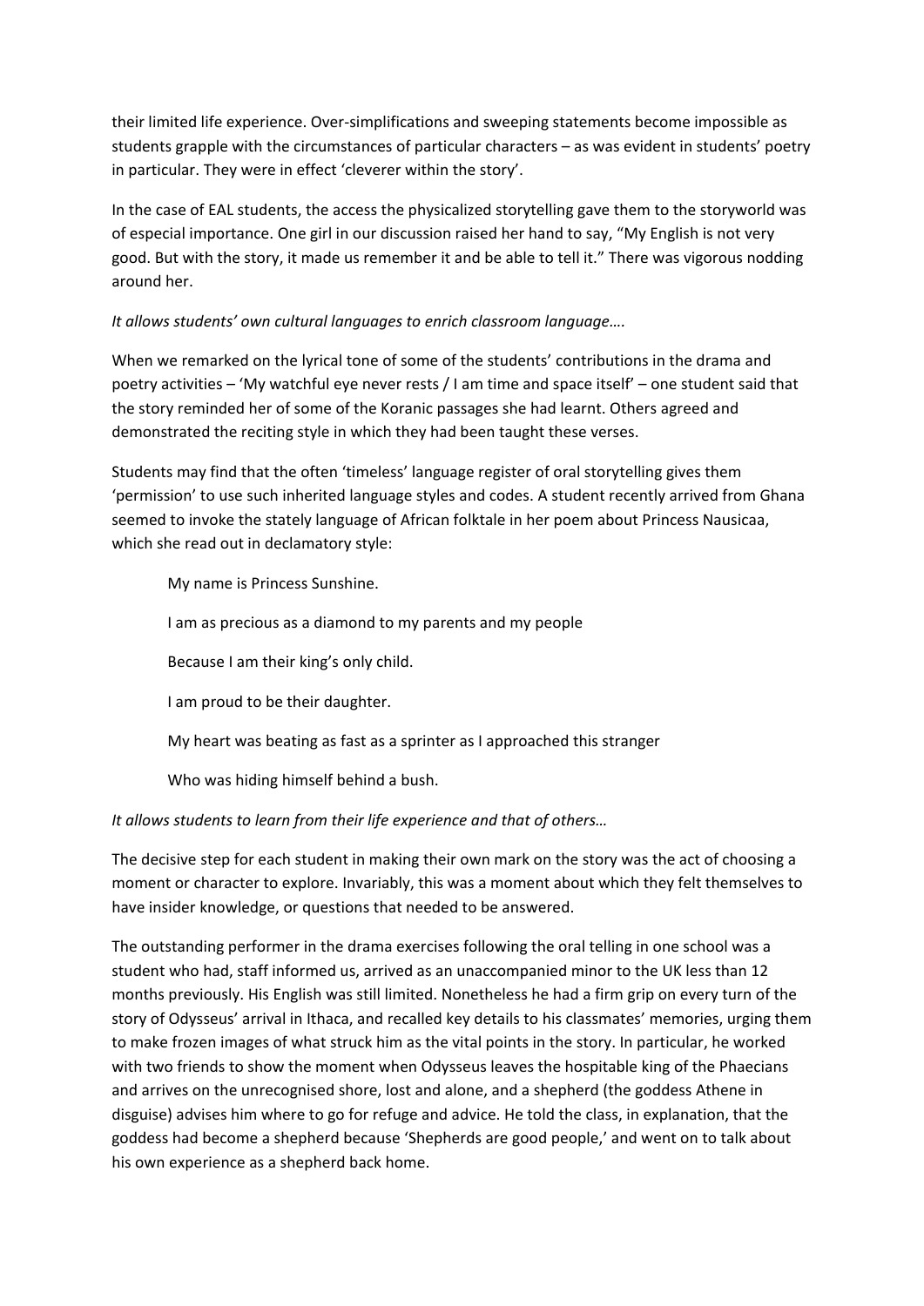their limited life experience. Over-simplifications and sweeping statements become impossible as students grapple with the circumstances of particular characters – as was evident in students' poetry in particular. They were in effect 'cleverer within the story'.

In the case of EAL students, the access the physicalized storytelling gave them to the storyworld was of especial importance. One girl in our discussion raised her hand to say, "My English is not very good. But with the story, it made us remember it and be able to tell it." There was vigorous nodding around her.

*It allows students' own cultural languages to enrich classroom language….*

When we remarked on the lyrical tone of some of the students' contributions in the drama and poetry activities – 'My watchful eye never rests / I am time and space itself' – one student said that the story reminded her of some of the Koranic passages she had learnt. Others agreed and demonstrated the reciting style in which they had been taught these verses.

Students may find that the often 'timeless' language register of oral storytelling gives them 'permission' to use such inherited language styles and codes. A student recently arrived from Ghana seemed to invoke the stately language of African folktale in her poem about Princess Nausicaa, which she read out in declamatory style:

> My name is Princess Sunshine.
>
> I am as precious as a diamond to my parents and my people
>
> Because I am their king's only child.
>
> I am proud to be their daughter.
>
> My heart was beating as fast as a sprinter as I approached this stranger
>
> Who was hiding himself behind a bush.

*It allows students to learn from their life experience and that of others…*

The decisive step for each student in making their own mark on the story was the act of choosing a moment or character to explore. Invariably, this was a moment about which they felt themselves to have insider knowledge, or questions that needed to be answered.

The outstanding performer in the drama exercises following the oral telling in one school was a student who had, staff informed us, arrived as an unaccompanied minor to the UK less than 12 months previously. His English was still limited. Nonetheless he had a firm grip on every turn of the story of Odysseus' arrival in Ithaca, and recalled key details to his classmates' memories, urging them to make frozen images of what struck him as the vital points in the story. In particular, he worked with two friends to show the moment when Odysseus leaves the hospitable king of the Phaecians and arrives on the unrecognised shore, lost and alone, and a shepherd (the goddess Athene in disguise) advises him where to go for refuge and advice. He told the class, in explanation, that the goddess had become a shepherd because 'Shepherds are good people,' and went on to talk about his own experience as a shepherd back home.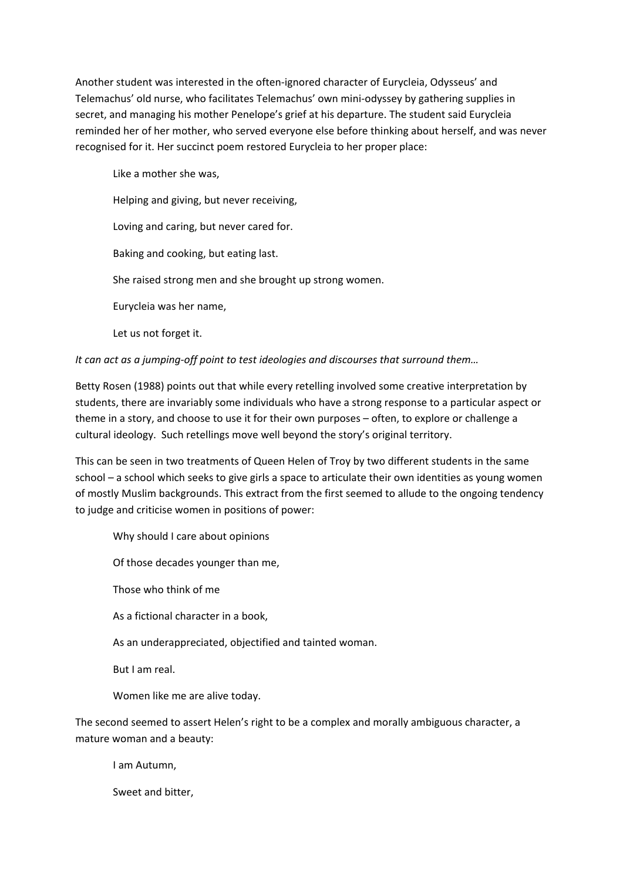Another student was interested in the often-ignored character of Eurycleia, Odysseus' and Telemachus' old nurse, who facilitates Telemachus' own mini-odyssey by gathering supplies in secret, and managing his mother Penelope's grief at his departure. The student said Eurycleia reminded her of her mother, who served everyone else before thinking about herself, and was never recognised for it. Her succinct poem restored Eurycleia to her proper place:

> Like a mother she was,
>
> Helping and giving, but never receiving,
>
> Loving and caring, but never cared for.
>
> Baking and cooking, but eating last.
>
> She raised strong men and she brought up strong women.
>
> Eurycleia was her name,
>
> Let us not forget it.

*It can act as a jumping-off point to test ideologies and discourses that surround them…*

Betty Rosen (1988) points out that while every retelling involved some creative interpretation by students, there are invariably some individuals who have a strong response to a particular aspect or theme in a story, and choose to use it for their own purposes – often, to explore or challenge a cultural ideology. Such retellings move well beyond the story's original territory.

This can be seen in two treatments of Queen Helen of Troy by two different students in the same school – a school which seeks to give girls a space to articulate their own identities as young women of mostly Muslim backgrounds. This extract from the first seemed to allude to the ongoing tendency to judge and criticise women in positions of power:

> Why should I care about opinions
>
> Of those decades younger than me,
>
> Those who think of me
>
> As a fictional character in a book,
>
> As an underappreciated, objectified and tainted woman.
>
> But I am real.
>
> Women like me are alive today.

The second seemed to assert Helen's right to be a complex and morally ambiguous character, a mature woman and a beauty:

> I am Autumn,
>
> Sweet and bitter,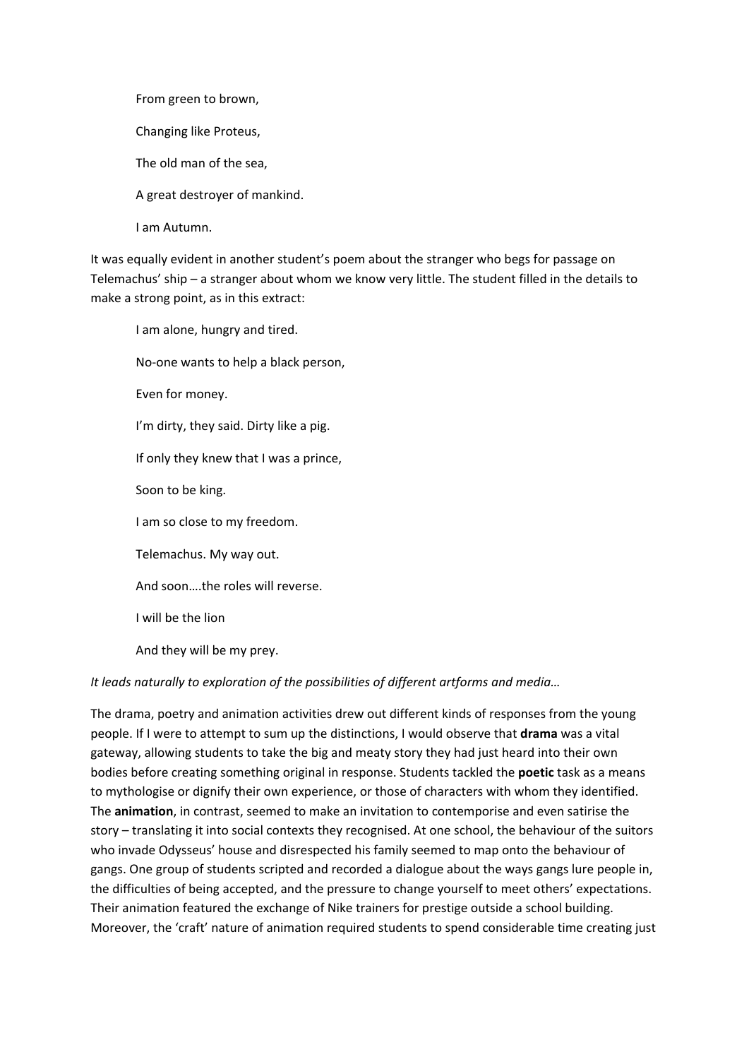From green to brown,

Changing like Proteus,

The old man of the sea,

A great destroyer of mankind.

I am Autumn.

It was equally evident in another student's poem about the stranger who begs for passage on Telemachus' ship – a stranger about whom we know very little. The student filled in the details to make a strong point, as in this extract:

I am alone, hungry and tired.

No-one wants to help a black person,

Even for money.

I'm dirty, they said. Dirty like a pig.

If only they knew that I was a prince,

Soon to be king.

I am so close to my freedom.

Telemachus. My way out.

And soon….the roles will reverse.

I will be the lion

And they will be my prey.

*It leads naturally to exploration of the possibilities of different artforms and media…*

The drama, poetry and animation activities drew out different kinds of responses from the young people. If I were to attempt to sum up the distinctions, I would observe that **drama** was a vital gateway, allowing students to take the big and meaty story they had just heard into their own bodies before creating something original in response. Students tackled the **poetic** task as a means to mythologise or dignify their own experience, or those of characters with whom they identified. The **animation**, in contrast, seemed to make an invitation to contemporise and even satirise the story – translating it into social contexts they recognised. At one school, the behaviour of the suitors who invade Odysseus' house and disrespected his family seemed to map onto the behaviour of gangs. One group of students scripted and recorded a dialogue about the ways gangs lure people in, the difficulties of being accepted, and the pressure to change yourself to meet others' expectations. Their animation featured the exchange of Nike trainers for prestige outside a school building. Moreover, the 'craft' nature of animation required students to spend considerable time creating just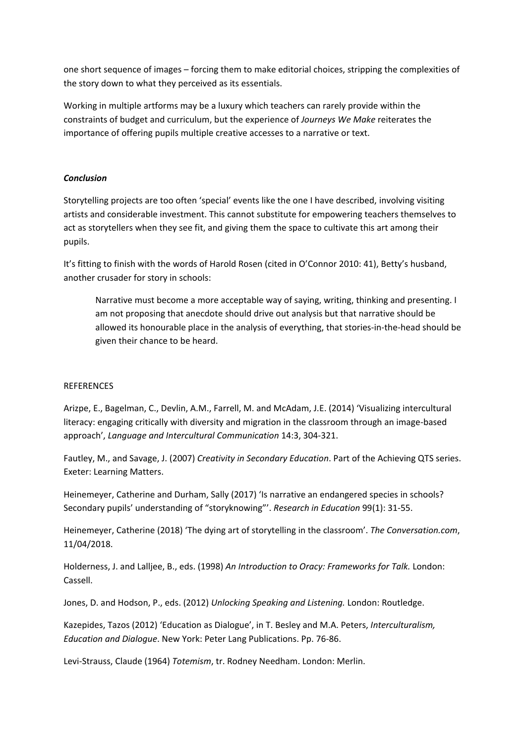one short sequence of images – forcing them to make editorial choices, stripping the complexities of the story down to what they perceived as its essentials.

Working in multiple artforms may be a luxury which teachers can rarely provide within the constraints of budget and curriculum, but the experience of *Journeys We Make* reiterates the importance of offering pupils multiple creative accesses to a narrative or text.

## ***Conclusion***

Storytelling projects are too often 'special' events like the one I have described, involving visiting artists and considerable investment. This cannot substitute for empowering teachers themselves to act as storytellers when they see fit, and giving them the space to cultivate this art among their pupils.

It's fitting to finish with the words of Harold Rosen (cited in O'Connor 2010: 41), Betty's husband, another crusader for story in schools:

> Narrative must become a more acceptable way of saying, writing, thinking and presenting. I am not proposing that anecdote should drive out analysis but that narrative should be allowed its honourable place in the analysis of everything, that stories-in-the-head should be given their chance to be heard.

## REFERENCES

Arizpe, E., Bagelman, C., Devlin, A.M., Farrell, M. and McAdam, J.E. (2014) 'Visualizing intercultural literacy: engaging critically with diversity and migration in the classroom through an image-based approach', *Language and Intercultural Communication* 14:3, 304-321.

Fautley, M., and Savage, J. (2007) *Creativity in Secondary Education*. Part of the Achieving QTS series. Exeter: Learning Matters.

Heinemeyer, Catherine and Durham, Sally (2017) 'Is narrative an endangered species in schools? Secondary pupils' understanding of "storyknowing"'. *Research in Education* 99(1): 31-55.

Heinemeyer, Catherine (2018) 'The dying art of storytelling in the classroom'. *The Conversation.com*, 11/04/2018.

Holderness, J. and Lalljee, B., eds. (1998) *An Introduction to Oracy: Frameworks for Talk.* London: Cassell.

Jones, D. and Hodson, P., eds. (2012) *Unlocking Speaking and Listening.* London: Routledge.

Kazepides, Tazos (2012) 'Education as Dialogue', in T. Besley and M.A. Peters, *Interculturalism, Education and Dialogue*. New York: Peter Lang Publications. Pp. 76-86.

Levi-Strauss, Claude (1964) *Totemism*, tr. Rodney Needham. London: Merlin.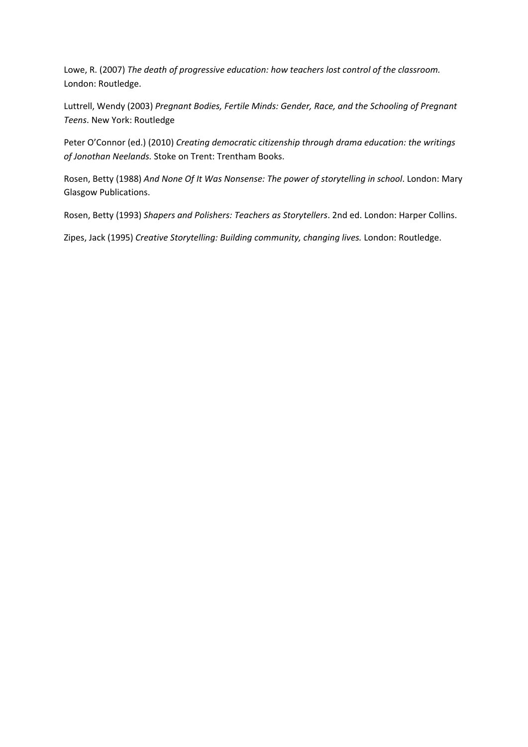Lowe, R. (2007) *The death of progressive education: how teachers lost control of the classroom.* London: Routledge.

Luttrell, Wendy (2003) *Pregnant Bodies, Fertile Minds: Gender, Race, and the Schooling of Pregnant Teens*. New York: Routledge

Peter O'Connor (ed.) (2010) *Creating democratic citizenship through drama education: the writings of Jonothan Neelands.* Stoke on Trent: Trentham Books.

Rosen, Betty (1988) *And None Of It Was Nonsense: The power of storytelling in school*. London: Mary Glasgow Publications.

Rosen, Betty (1993) *Shapers and Polishers: Teachers as Storytellers*. 2nd ed. London: Harper Collins.

Zipes, Jack (1995) *Creative Storytelling: Building community, changing lives.* London: Routledge.